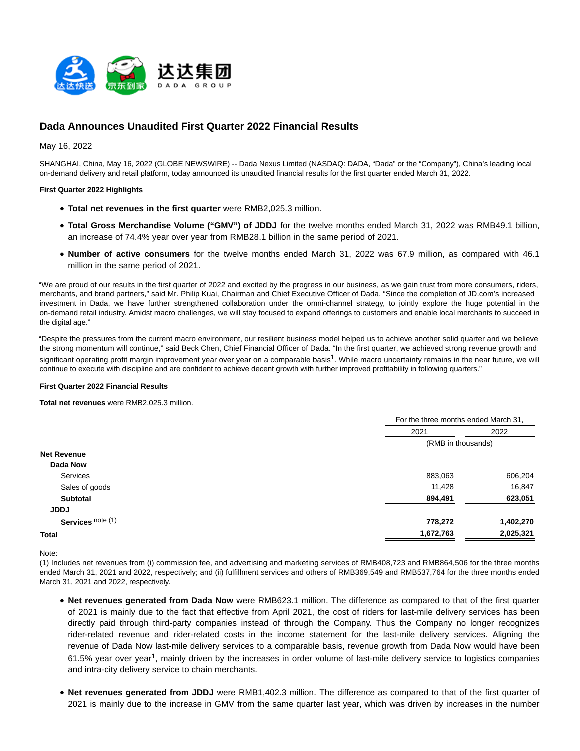# Dada Announces Unaudited First Quarter 2022 Financial Results

May 16, 2022

SHANGHAI, China, May 16, 2022 (GLOBE NEWSWIRE) -- Dada Nexus Limited (NASDAQ: DADA, "Dada" or the "Company"), China's leading local on-demand delivery and retail platform, today announced its unaudited financial results for the first quarter ended March 31, 2022.

**First Quarter 2022 Highlights**

- **Total net revenues in the first quarter** were RMB2,025.3 million.
- **Total Gross Merchandise Volume ("GMV") of JDDJ** for the twelve months ended March 31, 2022 was RMB49.1 billion, an increase of 74.4% year over year from RMB28.1 billion in the same period of 2021.
- **Number of active consumers** for the twelve months ended March 31, 2022 was 67.9 million, as compared with 46.1 million in the same period of 2021.

"We are proud of our results in the first quarter of 2022 and excited by the progress in our business, as we gain trust from more consumers, riders, merchants, and brand partners," said Mr. Philip Kuai, Chairman and Chief Executive Officer of Dada. "Since the completion of JD.com's increased investment in Dada, we have further strengthened collaboration under the omni-channel strategy, to jointly explore the huge potential in the on-demand retail industry. Amidst macro challenges, we will stay focused to expand offerings to customers and enable local merchants to succeed in the digital age."

"Despite the pressures from the current macro environment, our resilient business model helped us to achieve another solid quarter and we believe the strong momentum will continue," said Beck Chen, Chief Financial Officer of Dada. "In the first quarter, we achieved strong revenue growth and significant operating profit margin improvement year over year on a comparable basis[1]. While macro uncertainty remains in the near future, we will continue to execute with discipline and are confident to achieve decent growth with further improved profitability in following quarters."

**First Quarter 2022 Financial Results**

**Total net revenues** were RMB2,025.3 million.

| | For the three months ended March 31, | |
|---|---|---|
| | 2021 | 2022 |
| | (RMB in thousands) | |
| **Net Revenue** | | |
| **Dada Now** | | |
| Services | 883,063 | 606,204 |
| Sales of goods | 11,428 | 16,847 |
| **Subtotal** | **894,491** | **623,051** |
| **JDDJ** | | |
| **Services** note (1) | **778,272** | **1,402,270** |
| **Total** | **1,672,763** | **2,025,321** |

Note:
(1) Includes net revenues from (i) commission fee, and advertising and marketing services of RMB408,723 and RMB864,506 for the three months ended March 31, 2021 and 2022, respectively; and (ii) fulfillment services and others of RMB369,549 and RMB537,764 for the three months ended March 31, 2021 and 2022, respectively.

- **Net revenues generated from Dada Now** were RMB623.1 million. The difference as compared to that of the first quarter of 2021 is mainly due to the fact that effective from April 2021, the cost of riders for last-mile delivery services has been directly paid through third-party companies instead of through the Company. Thus the Company no longer recognizes rider-related revenue and rider-related costs in the income statement for the last-mile delivery services. Aligning the revenue of Dada Now last-mile delivery services to a comparable basis, revenue growth from Dada Now would have been 61.5% year over year[1], mainly driven by the increases in order volume of last-mile delivery service to logistics companies and intra-city delivery service to chain merchants.

- **Net revenues generated from JDDJ** were RMB1,402.3 million. The difference as compared to that of the first quarter of 2021 is mainly due to the increase in GMV from the same quarter last year, which was driven by increases in the number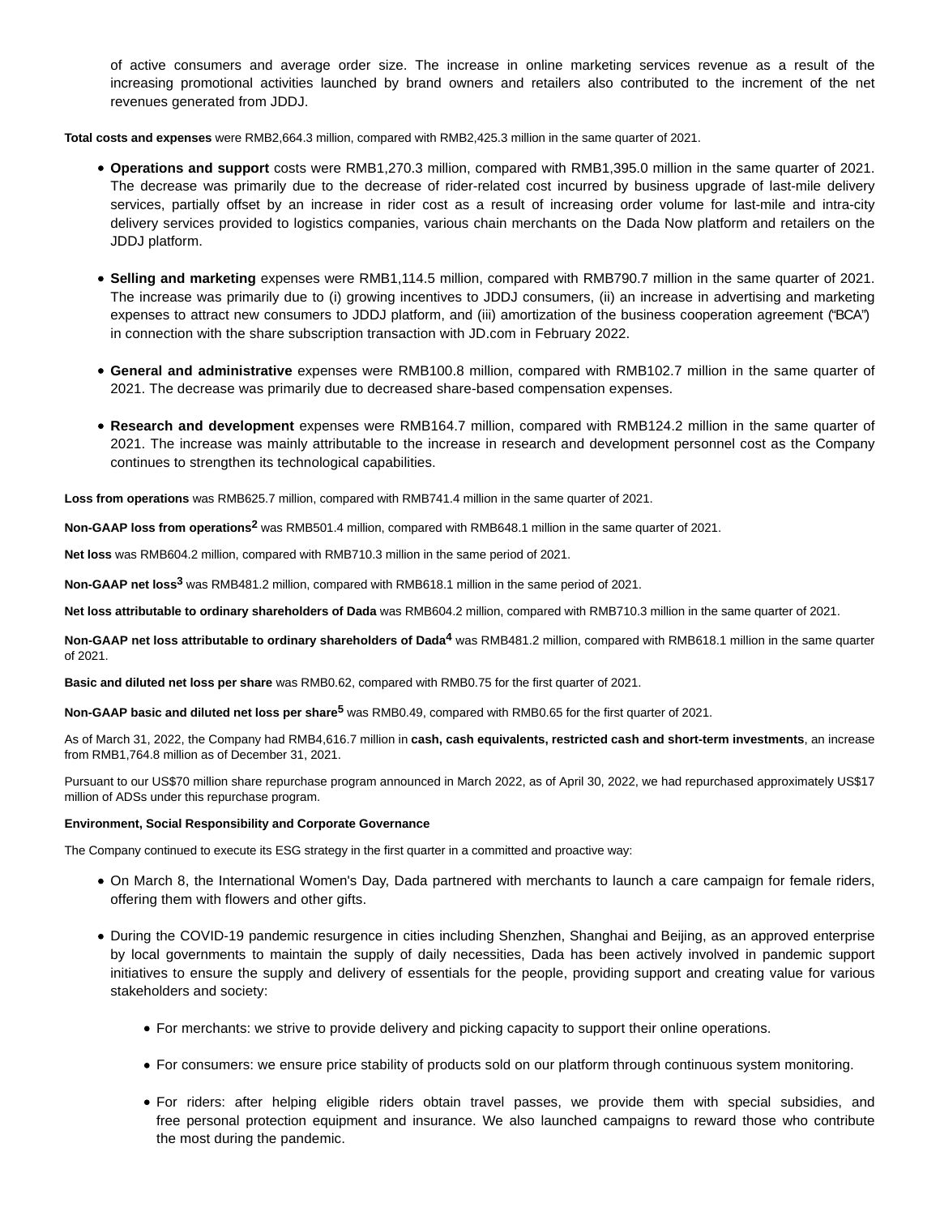of active consumers and average order size. The increase in online marketing services revenue as a result of the increasing promotional activities launched by brand owners and retailers also contributed to the increment of the net revenues generated from JDDJ.

**Total costs and expenses** were RMB2,664.3 million, compared with RMB2,425.3 million in the same quarter of 2021.

- **Operations and support** costs were RMB1,270.3 million, compared with RMB1,395.0 million in the same quarter of 2021. The decrease was primarily due to the decrease of rider-related cost incurred by business upgrade of last-mile delivery services, partially offset by an increase in rider cost as a result of increasing order volume for last-mile and intra-city delivery services provided to logistics companies, various chain merchants on the Dada Now platform and retailers on the JDDJ platform.

- **Selling and marketing** expenses were RMB1,114.5 million, compared with RMB790.7 million in the same quarter of 2021. The increase was primarily due to (i) growing incentives to JDDJ consumers, (ii) an increase in advertising and marketing expenses to attract new consumers to JDDJ platform, and (iii) amortization of the business cooperation agreement ("BCA") in connection with the share subscription transaction with JD.com in February 2022.

- **General and administrative** expenses were RMB100.8 million, compared with RMB102.7 million in the same quarter of 2021. The decrease was primarily due to decreased share-based compensation expenses.

- **Research and development** expenses were RMB164.7 million, compared with RMB124.2 million in the same quarter of 2021. The increase was mainly attributable to the increase in research and development personnel cost as the Company continues to strengthen its technological capabilities.

**Loss from operations** was RMB625.7 million, compared with RMB741.4 million in the same quarter of 2021.

**Non-GAAP loss from operations**[2] was RMB501.4 million, compared with RMB648.1 million in the same quarter of 2021.

**Net loss** was RMB604.2 million, compared with RMB710.3 million in the same period of 2021.

**Non-GAAP net loss**[3] was RMB481.2 million, compared with RMB618.1 million in the same period of 2021.

**Net loss attributable to ordinary shareholders of Dada** was RMB604.2 million, compared with RMB710.3 million in the same quarter of 2021.

**Non-GAAP net loss attributable to ordinary shareholders of Dada**[4] was RMB481.2 million, compared with RMB618.1 million in the same quarter of 2021.

**Basic and diluted net loss per share** was RMB0.62, compared with RMB0.75 for the first quarter of 2021.

**Non-GAAP basic and diluted net loss per share**[5] was RMB0.49, compared with RMB0.65 for the first quarter of 2021.

As of March 31, 2022, the Company had RMB4,616.7 million in **cash, cash equivalents, restricted cash and short-term investments**, an increase from RMB1,764.8 million as of December 31, 2021.

Pursuant to our US$70 million share repurchase program announced in March 2022, as of April 30, 2022, we had repurchased approximately US$17 million of ADSs under this repurchase program.

**Environment, Social Responsibility and Corporate Governance**

The Company continued to execute its ESG strategy in the first quarter in a committed and proactive way:

- On March 8, the International Women's Day, Dada partnered with merchants to launch a care campaign for female riders, offering them with flowers and other gifts.

- During the COVID-19 pandemic resurgence in cities including Shenzhen, Shanghai and Beijing, as an approved enterprise by local governments to maintain the supply of daily necessities, Dada has been actively involved in pandemic support initiatives to ensure the supply and delivery of essentials for the people, providing support and creating value for various stakeholders and society:

  - For merchants: we strive to provide delivery and picking capacity to support their online operations.

  - For consumers: we ensure price stability of products sold on our platform through continuous system monitoring.

  - For riders: after helping eligible riders obtain travel passes, we provide them with special subsidies, and free personal protection equipment and insurance. We also launched campaigns to reward those who contribute the most during the pandemic.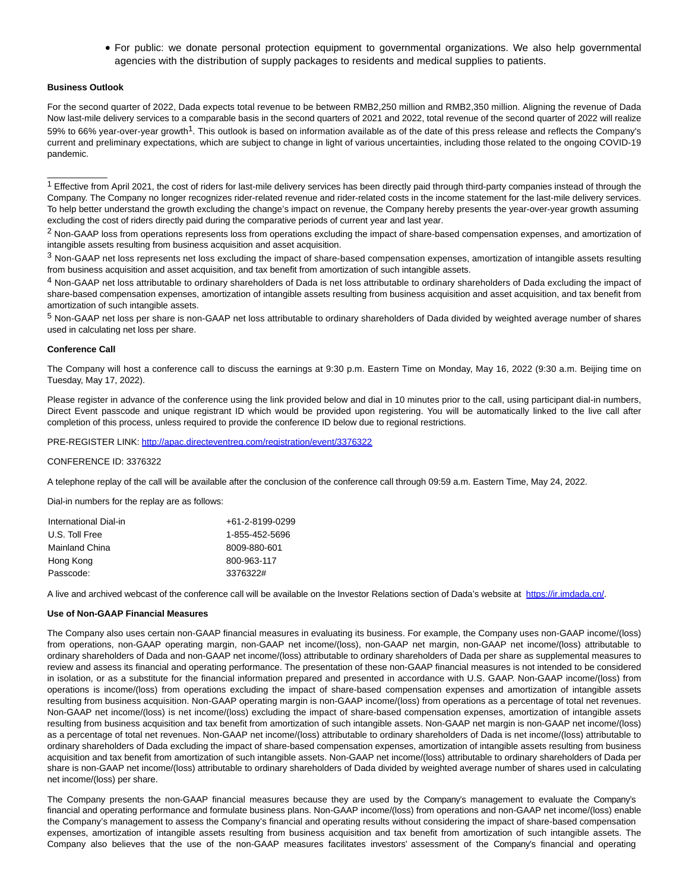- For public: we donate personal protection equipment to governmental organizations. We also help governmental agencies with the distribution of supply packages to residents and medical supplies to patients.

**Business Outlook**

For the second quarter of 2022, Dada expects total revenue to be between RMB2,250 million and RMB2,350 million. Aligning the revenue of Dada Now last-mile delivery services to a comparable basis in the second quarters of 2021 and 2022, total revenue of the second quarter of 2022 will realize 59% to 66% year-over-year growth[1]. This outlook is based on information available as of the date of this press release and reflects the Company's current and preliminary expectations, which are subject to change in light of various uncertainties, including those related to the ongoing COVID-19 pandemic.

---

[1] Effective from April 2021, the cost of riders for last-mile delivery services has been directly paid through third-party companies instead of through the Company. The Company no longer recognizes rider-related revenue and rider-related costs in the income statement for the last-mile delivery services. To help better understand the growth excluding the change's impact on revenue, the Company hereby presents the year-over-year growth assuming excluding the cost of riders directly paid during the comparative periods of current year and last year.

[2] Non-GAAP loss from operations represents loss from operations excluding the impact of share-based compensation expenses, and amortization of intangible assets resulting from business acquisition and asset acquisition.

[3] Non-GAAP net loss represents net loss excluding the impact of share-based compensation expenses, amortization of intangible assets resulting from business acquisition and asset acquisition, and tax benefit from amortization of such intangible assets.

[4] Non-GAAP net loss attributable to ordinary shareholders of Dada is net loss attributable to ordinary shareholders of Dada excluding the impact of share-based compensation expenses, amortization of intangible assets resulting from business acquisition and asset acquisition, and tax benefit from amortization of such intangible assets.

[5] Non-GAAP net loss per share is non-GAAP net loss attributable to ordinary shareholders of Dada divided by weighted average number of shares used in calculating net loss per share.

**Conference Call**

The Company will host a conference call to discuss the earnings at 9:30 p.m. Eastern Time on Monday, May 16, 2022 (9:30 a.m. Beijing time on Tuesday, May 17, 2022).

Please register in advance of the conference using the link provided below and dial in 10 minutes prior to the call, using participant dial-in numbers, Direct Event passcode and unique registrant ID which would be provided upon registering. You will be automatically linked to the live call after completion of this process, unless required to provide the conference ID below due to regional restrictions.

PRE-REGISTER LINK: http://apac.directeventreg.com/registration/event/3376322

CONFERENCE ID: 3376322

A telephone replay of the call will be available after the conclusion of the conference call through 09:59 a.m. Eastern Time, May 24, 2022.

Dial-in numbers for the replay are as follows:

| | |
|---|---|
| International Dial-in | +61-2-8199-0299 |
| U.S. Toll Free | 1-855-452-5696 |
| Mainland China | 8009-880-601 |
| Hong Kong | 800-963-117 |
| Passcode: | 3376322# |

A live and archived webcast of the conference call will be available on the Investor Relations section of Dada's website at https://ir.imdada.cn/.

**Use of Non-GAAP Financial Measures**

The Company also uses certain non-GAAP financial measures in evaluating its business. For example, the Company uses non-GAAP income/(loss) from operations, non-GAAP operating margin, non-GAAP net income/(loss), non-GAAP net margin, non-GAAP net income/(loss) attributable to ordinary shareholders of Dada and non-GAAP net income/(loss) attributable to ordinary shareholders of Dada per share as supplemental measures to review and assess its financial and operating performance. The presentation of these non-GAAP financial measures is not intended to be considered in isolation, or as a substitute for the financial information prepared and presented in accordance with U.S. GAAP. Non-GAAP income/(loss) from operations is income/(loss) from operations excluding the impact of share-based compensation expenses and amortization of intangible assets resulting from business acquisition. Non-GAAP operating margin is non-GAAP income/(loss) from operations as a percentage of total net revenues. Non-GAAP net income/(loss) is net income/(loss) excluding the impact of share-based compensation expenses, amortization of intangible assets resulting from business acquisition and tax benefit from amortization of such intangible assets. Non-GAAP net margin is non-GAAP net income/(loss) as a percentage of total net revenues. Non-GAAP net income/(loss) attributable to ordinary shareholders of Dada is net income/(loss) attributable to ordinary shareholders of Dada excluding the impact of share-based compensation expenses, amortization of intangible assets resulting from business acquisition and tax benefit from amortization of such intangible assets. Non-GAAP net income/(loss) attributable to ordinary shareholders of Dada per share is non-GAAP net income/(loss) attributable to ordinary shareholders of Dada divided by weighted average number of shares used in calculating net income/(loss) per share.

The Company presents the non-GAAP financial measures because they are used by the Company's management to evaluate the Company's financial and operating performance and formulate business plans. Non-GAAP income/(loss) from operations and non-GAAP net income/(loss) enable the Company's management to assess the Company's financial and operating results without considering the impact of share-based compensation expenses, amortization of intangible assets resulting from business acquisition and tax benefit from amortization of such intangible assets. The Company also believes that the use of the non-GAAP measures facilitates investors' assessment of the Company's financial and operating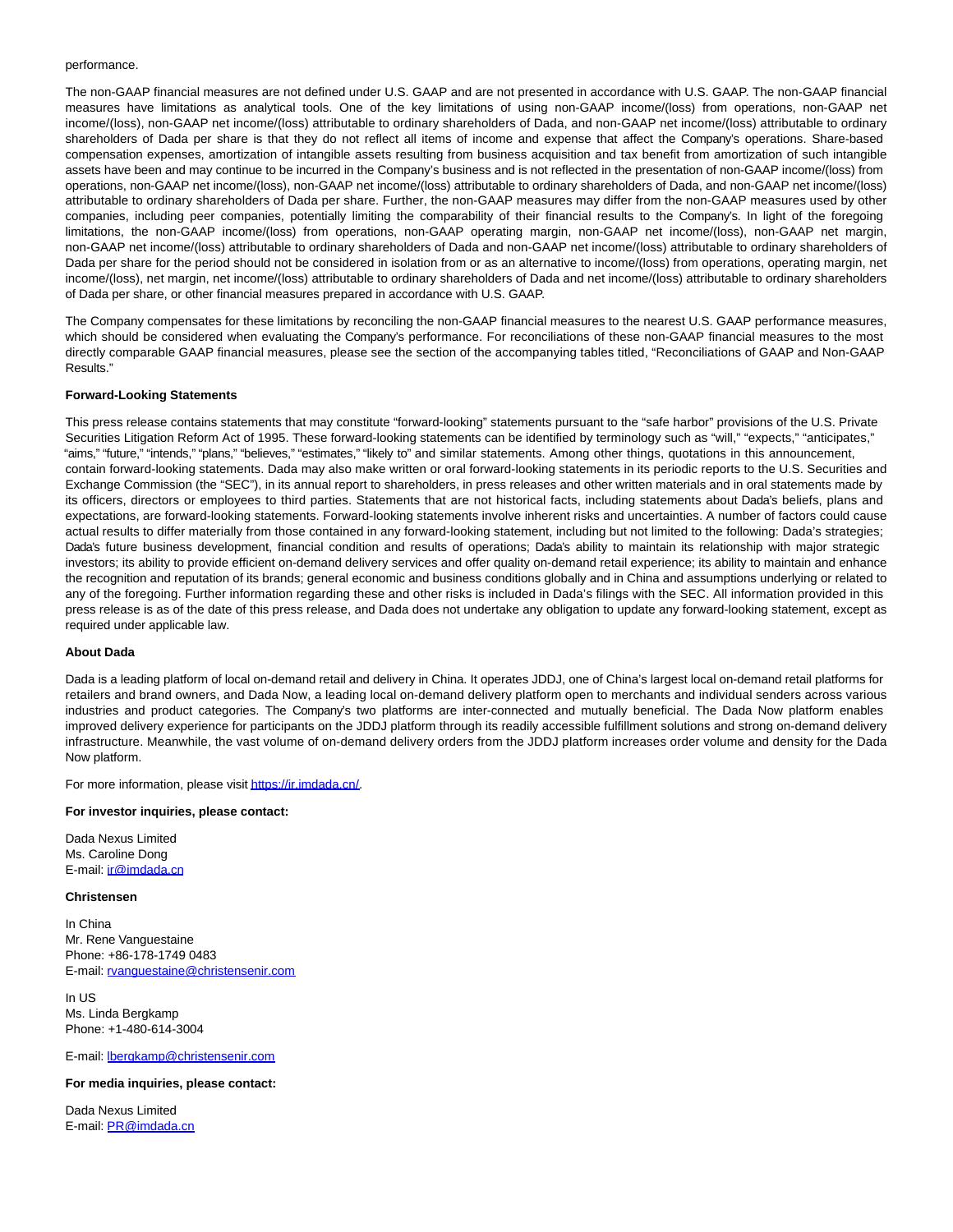performance.

The non-GAAP financial measures are not defined under U.S. GAAP and are not presented in accordance with U.S. GAAP. The non-GAAP financial measures have limitations as analytical tools. One of the key limitations of using non-GAAP income/(loss) from operations, non-GAAP net income/(loss), non-GAAP net income/(loss) attributable to ordinary shareholders of Dada, and non-GAAP net income/(loss) attributable to ordinary shareholders of Dada per share is that they do not reflect all items of income and expense that affect the Company's operations. Share-based compensation expenses, amortization of intangible assets resulting from business acquisition and tax benefit from amortization of such intangible assets have been and may continue to be incurred in the Company's business and is not reflected in the presentation of non-GAAP income/(loss) from operations, non-GAAP net income/(loss), non-GAAP net income/(loss) attributable to ordinary shareholders of Dada, and non-GAAP net income/(loss) attributable to ordinary shareholders of Dada per share. Further, the non-GAAP measures may differ from the non-GAAP measures used by other companies, including peer companies, potentially limiting the comparability of their financial results to the Company's. In light of the foregoing limitations, the non-GAAP income/(loss) from operations, non-GAAP operating margin, non-GAAP net income/(loss), non-GAAP net margin, non-GAAP net income/(loss) attributable to ordinary shareholders of Dada and non-GAAP net income/(loss) attributable to ordinary shareholders of Dada per share for the period should not be considered in isolation from or as an alternative to income/(loss) from operations, operating margin, net income/(loss), net margin, net income/(loss) attributable to ordinary shareholders of Dada and net income/(loss) attributable to ordinary shareholders of Dada per share, or other financial measures prepared in accordance with U.S. GAAP.

The Company compensates for these limitations by reconciling the non-GAAP financial measures to the nearest U.S. GAAP performance measures, which should be considered when evaluating the Company's performance. For reconciliations of these non-GAAP financial measures to the most directly comparable GAAP financial measures, please see the section of the accompanying tables titled, "Reconciliations of GAAP and Non-GAAP Results."

**Forward-Looking Statements**

This press release contains statements that may constitute "forward-looking" statements pursuant to the "safe harbor" provisions of the U.S. Private Securities Litigation Reform Act of 1995. These forward-looking statements can be identified by terminology such as "will," "expects," "anticipates," "aims," "future," "intends," "plans," "believes," "estimates," "likely to" and similar statements. Among other things, quotations in this announcement, contain forward-looking statements. Dada may also make written or oral forward-looking statements in its periodic reports to the U.S. Securities and Exchange Commission (the "SEC"), in its annual report to shareholders, in press releases and other written materials and in oral statements made by its officers, directors or employees to third parties. Statements that are not historical facts, including statements about Dada's beliefs, plans and expectations, are forward-looking statements. Forward-looking statements involve inherent risks and uncertainties. A number of factors could cause actual results to differ materially from those contained in any forward-looking statement, including but not limited to the following: Dada's strategies; Dada's future business development, financial condition and results of operations; Dada's ability to maintain its relationship with major strategic investors; its ability to provide efficient on-demand delivery services and offer quality on-demand retail experience; its ability to maintain and enhance the recognition and reputation of its brands; general economic and business conditions globally and in China and assumptions underlying or related to any of the foregoing. Further information regarding these and other risks is included in Dada's filings with the SEC. All information provided in this press release is as of the date of this press release, and Dada does not undertake any obligation to update any forward-looking statement, except as required under applicable law.

**About Dada**

Dada is a leading platform of local on-demand retail and delivery in China. It operates JDDJ, one of China's largest local on-demand retail platforms for retailers and brand owners, and Dada Now, a leading local on-demand delivery platform open to merchants and individual senders across various industries and product categories. The Company's two platforms are inter-connected and mutually beneficial. The Dada Now platform enables improved delivery experience for participants on the JDDJ platform through its readily accessible fulfillment solutions and strong on-demand delivery infrastructure. Meanwhile, the vast volume of on-demand delivery orders from the JDDJ platform increases order volume and density for the Dada Now platform.

For more information, please visit https://ir.imdada.cn/.

**For investor inquiries, please contact:**

Dada Nexus Limited
Ms. Caroline Dong
E-mail: ir@imdada.cn

**Christensen**

In China
Mr. Rene Vanguestaine
Phone: +86-178-1749 0483
E-mail: rvanguestaine@christensenir.com

In US
Ms. Linda Bergkamp
Phone: +1-480-614-3004

E-mail: lbergkamp@christensenir.com

**For media inquiries, please contact:**

Dada Nexus Limited
E-mail: PR@imdada.cn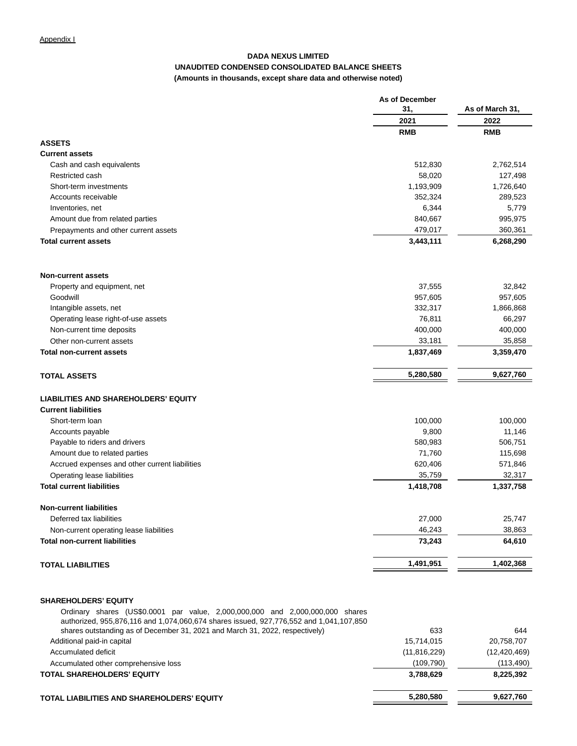Appendix I

**DADA NEXUS LIMITED**
**UNAUDITED CONDENSED CONSOLIDATED BALANCE SHEETS**
**(Amounts in thousands, except share data and otherwise noted)**

| | As of December 31, | As of March 31, |
|---|---|---|
| | 2021 | 2022 |
| | RMB | RMB |
| **ASSETS** | | |
| **Current assets** | | |
| Cash and cash equivalents | 512,830 | 2,762,514 |
| Restricted cash | 58,020 | 127,498 |
| Short-term investments | 1,193,909 | 1,726,640 |
| Accounts receivable | 352,324 | 289,523 |
| Inventories, net | 6,344 | 5,779 |
| Amount due from related parties | 840,667 | 995,975 |
| Prepayments and other current assets | 479,017 | 360,361 |
| **Total current assets** | **3,443,111** | **6,268,290** |
| | | |
| **Non-current assets** | | |
| Property and equipment, net | 37,555 | 32,842 |
| Goodwill | 957,605 | 957,605 |
| Intangible assets, net | 332,317 | 1,866,868 |
| Operating lease right-of-use assets | 76,811 | 66,297 |
| Non-current time deposits | 400,000 | 400,000 |
| Other non-current assets | 33,181 | 35,858 |
| **Total non-current assets** | **1,837,469** | **3,359,470** |
| | | |
| **TOTAL ASSETS** | **5,280,580** | **9,627,760** |
| | | |
| **LIABILITIES AND SHAREHOLDERS' EQUITY** | | |
| **Current liabilities** | | |
| Short-term loan | 100,000 | 100,000 |
| Accounts payable | 9,800 | 11,146 |
| Payable to riders and drivers | 580,983 | 506,751 |
| Amount due to related parties | 71,760 | 115,698 |
| Accrued expenses and other current liabilities | 620,406 | 571,846 |
| Operating lease liabilities | 35,759 | 32,317 |
| **Total current liabilities** | **1,418,708** | **1,337,758** |
| | | |
| **Non-current liabilities** | | |
| Deferred tax liabilities | 27,000 | 25,747 |
| Non-current operating lease liabilities | 46,243 | 38,863 |
| **Total non-current liabilities** | **73,243** | **64,610** |
| | | |
| **TOTAL LIABILITIES** | **1,491,951** | **1,402,368** |
| | | |
| **SHAREHOLDERS' EQUITY** | | |
| Ordinary shares (US$0.0001 par value, 2,000,000,000 and 2,000,000,000 shares authorized, 955,876,116 and 1,074,060,674 shares issued, 927,776,552 and 1,041,107,850 shares outstanding as of December 31, 2021 and March 31, 2022, respectively) | 633 | 644 |
| Additional paid-in capital | 15,714,015 | 20,758,707 |
| Accumulated deficit | (11,816,229) | (12,420,469) |
| Accumulated other comprehensive loss | (109,790) | (113,490) |
| **TOTAL SHAREHOLDERS' EQUITY** | **3,788,629** | **8,225,392** |
| | | |
| **TOTAL LIABILITIES AND SHAREHOLDERS' EQUITY** | **5,280,580** | **9,627,760** |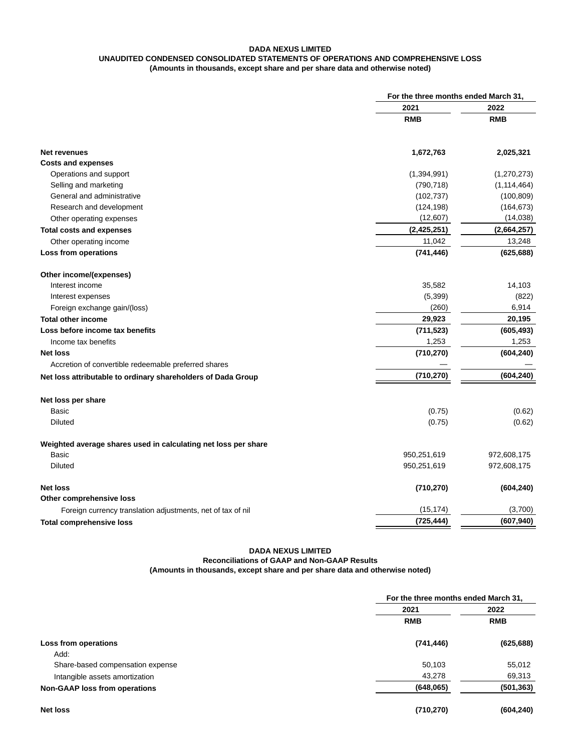**DADA NEXUS LIMITED**
**UNAUDITED CONDENSED CONSOLIDATED STATEMENTS OF OPERATIONS AND COMPREHENSIVE LOSS**
**(Amounts in thousands, except share and per share data and otherwise noted)**

| | For the three months ended March 31, | |
|---|---|---|
| | 2021 | 2022 |
| | RMB | RMB |
| **Net revenues** | **1,672,763** | **2,025,321** |
| **Costs and expenses** | | |
| Operations and support | (1,394,991) | (1,270,273) |
| Selling and marketing | (790,718) | (1,114,464) |
| General and administrative | (102,737) | (100,809) |
| Research and development | (124,198) | (164,673) |
| Other operating expenses | (12,607) | (14,038) |
| **Total costs and expenses** | **(2,425,251)** | **(2,664,257)** |
| Other operating income | 11,042 | 13,248 |
| **Loss from operations** | **(741,446)** | **(625,688)** |
| **Other income/(expenses)** | | |
| Interest income | 35,582 | 14,103 |
| Interest expenses | (5,399) | (822) |
| Foreign exchange gain/(loss) | (260) | 6,914 |
| **Total other income** | **29,923** | **20,195** |
| **Loss before income tax benefits** | **(711,523)** | **(605,493)** |
| Income tax benefits | 1,253 | 1,253 |
| **Net loss** | **(710,270)** | **(604,240)** |
| Accretion of convertible redeemable preferred shares | — | — |
| **Net loss attributable to ordinary shareholders of Dada Group** | **(710,270)** | **(604,240)** |
| **Net loss per share** | | |
| Basic | (0.75) | (0.62) |
| Diluted | (0.75) | (0.62) |
| **Weighted average shares used in calculating net loss per share** | | |
| Basic | 950,251,619 | 972,608,175 |
| Diluted | 950,251,619 | 972,608,175 |
| **Net loss** | **(710,270)** | **(604,240)** |
| **Other comprehensive loss** | | |
| Foreign currency translation adjustments, net of tax of nil | (15,174) | (3,700) |
| **Total comprehensive loss** | **(725,444)** | **(607,940)** |

**DADA NEXUS LIMITED**
**Reconciliations of GAAP and Non-GAAP Results**
**(Amounts in thousands, except share and per share data and otherwise noted)**

| | For the three months ended March 31, | |
|---|---|---|
| | 2021 | 2022 |
| | RMB | RMB |
| **Loss from operations** | **(741,446)** | **(625,688)** |
| Add: | | |
| Share-based compensation expense | 50,103 | 55,012 |
| Intangible assets amortization | 43,278 | 69,313 |
| **Non-GAAP loss from operations** | **(648,065)** | **(501,363)** |
| **Net loss** | **(710,270)** | **(604,240)** |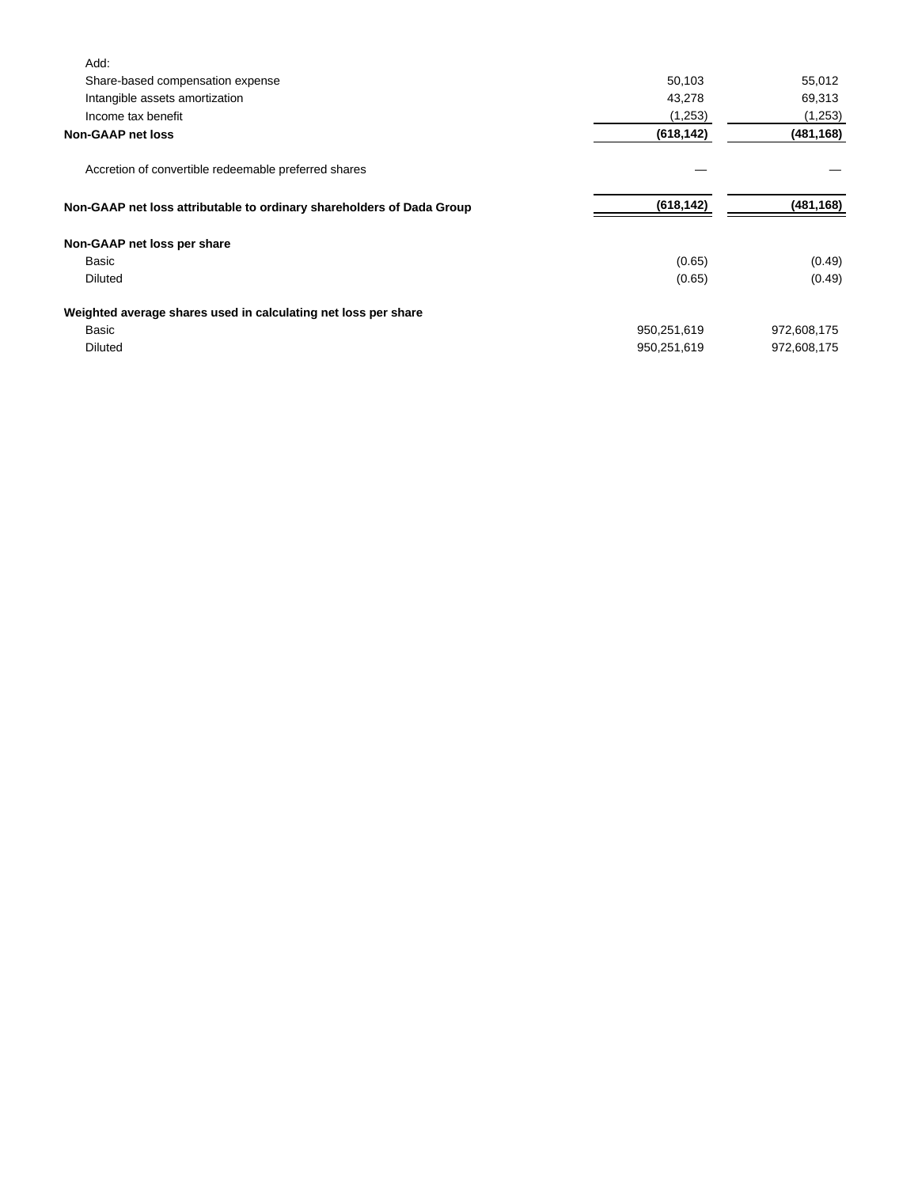| | | |
|---|---|---|
| Add: | | |
| Share-based compensation expense | 50,103 | 55,012 |
| Intangible assets amortization | 43,278 | 69,313 |
| Income tax benefit | (1,253) | (1,253) |
| **Non-GAAP net loss** | **(618,142)** | **(481,168)** |
| Accretion of convertible redeemable preferred shares | — | — |
| **Non-GAAP net loss attributable to ordinary shareholders of Dada Group** | **(618,142)** | **(481,168)** |
| **Non-GAAP net loss per share** | | |
| Basic | (0.65) | (0.49) |
| Diluted | (0.65) | (0.49) |
| **Weighted average shares used in calculating net loss per share** | | |
| Basic | 950,251,619 | 972,608,175 |
| Diluted | 950,251,619 | 972,608,175 |